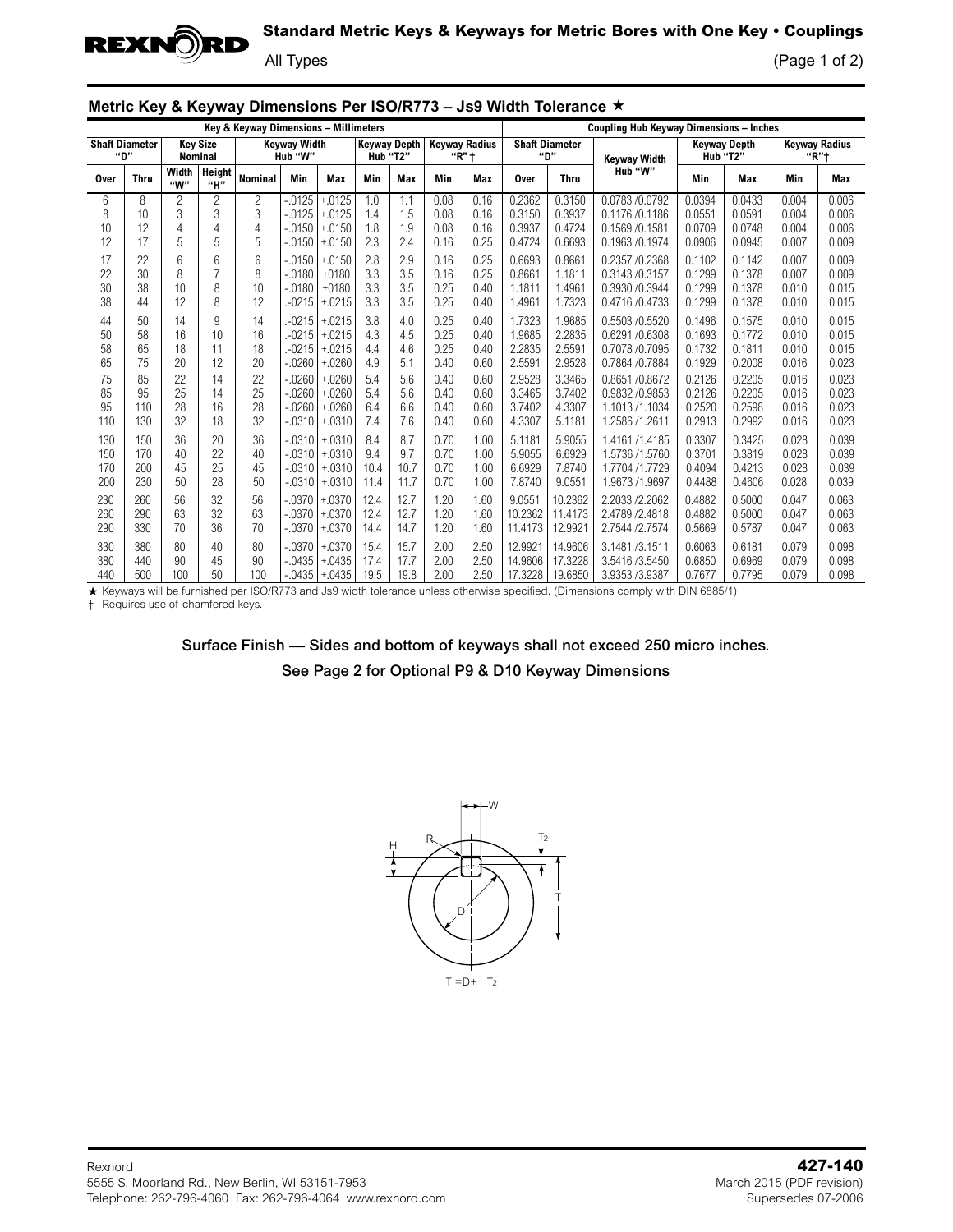# Standard Metric Keys & Keyways for Metric Bores with One Key • Couplings

All Types

(Page 1 of 2)

## Metric Key & Keyway Dimensions Per ISO/R773 – Js9 Width Tolerance ★

| Key & Keyway Dimensions – Millimeters | | | | | | | | | | | Coupling Hub Keyway Dimensions – Inches | | | | | | |
|---|---|---|---|---|---|---|---|---|---|---|---|---|---|---|---|---|---|
| Shaft Diameter "D" | | Key Size Nominal | | Keyway Width Hub "W" | | | Keyway Depth Hub "T2" | | Keyway Radius "R" † | | Shaft Diameter "D" | | Keyway Width Hub "W" | Keyway Depth Hub "T2" | | Keyway Radius "R"† | |
| Over | Thru | Width "W" | Height "H" | Nominal | Min | Max | Min | Max | Min | Max | Over | Thru | | Min | Max | Min | Max |
| 6 | 8 | 2 | 2 | 2 | -.0125 | +.0125 | 1.0 | 1.1 | 0.08 | 0.16 | 0.2362 | 0.3150 | 0.0783 /0.0792 | 0.0394 | 0.0433 | 0.004 | 0.006 |
| 8 | 10 | 3 | 3 | 3 | -.0125 | +.0125 | 1.4 | 1.5 | 0.08 | 0.16 | 0.3150 | 0.3937 | 0.1176 /0.1186 | 0.0551 | 0.0591 | 0.004 | 0.006 |
| 10 | 12 | 4 | 4 | 4 | -.0150 | +.0150 | 1.8 | 1.9 | 0.08 | 0.16 | 0.3937 | 0.4724 | 0.1569 /0.1581 | 0.0709 | 0.0748 | 0.004 | 0.006 |
| 12 | 17 | 5 | 5 | 5 | -.0150 | +.0150 | 2.3 | 2.4 | 0.16 | 0.25 | 0.4724 | 0.6693 | 0.1963 /0.1974 | 0.0906 | 0.0945 | 0.007 | 0.009 |
| 17 | 22 | 6 | 6 | 6 | -.0150 | +.0150 | 2.8 | 2.9 | 0.16 | 0.25 | 0.6693 | 0.8661 | 0.2357 /0.2368 | 0.1102 | 0.1142 | 0.007 | 0.009 |
| 22 | 30 | 8 | 7 | 8 | -.0180 | +0180 | 3.3 | 3.5 | 0.16 | 0.25 | 0.8661 | 1.1811 | 0.3143 /0.3157 | 0.1299 | 0.1378 | 0.007 | 0.009 |
| 30 | 38 | 10 | 8 | 10 | -.0180 | +0180 | 3.3 | 3.5 | 0.25 | 0.40 | 1.1811 | 1.4961 | 0.3930 /0.3944 | 0.1299 | 0.1378 | 0.010 | 0.015 |
| 38 | 44 | 12 | 8 | 12 | .-0215 | +.0215 | 3.3 | 3.5 | 0.25 | 0.40 | 1.4961 | 1.7323 | 0.4716 /0.4733 | 0.1299 | 0.1378 | 0.010 | 0.015 |
| 44 | 50 | 14 | 9 | 14 | .-0215 | +.0215 | 3.8 | 4.0 | 0.25 | 0.40 | 1.7323 | 1.9685 | 0.5503 /0.5520 | 0.1496 | 0.1575 | 0.010 | 0.015 |
| 50 | 58 | 16 | 10 | 16 | .-0215 | +.0215 | 4.3 | 4.5 | 0.25 | 0.40 | 1.9685 | 2.2835 | 0.6291 /0.6308 | 0.1693 | 0.1772 | 0.010 | 0.015 |
| 58 | 65 | 18 | 11 | 18 | .-0215 | +.0215 | 4.4 | 4.6 | 0.25 | 0.40 | 2.2835 | 2.5591 | 0.7078 /0.7095 | 0.1732 | 0.1811 | 0.010 | 0.015 |
| 65 | 75 | 20 | 12 | 20 | -.0260 | +.0260 | 4.9 | 5.1 | 0.40 | 0.60 | 2.5591 | 2.9528 | 0.7864 /0.7884 | 0.1929 | 0.2008 | 0.016 | 0.023 |
| 75 | 85 | 22 | 14 | 22 | -.0260 | +.0260 | 5.4 | 5.6 | 0.40 | 0.60 | 2.9528 | 3.3465 | 0.8651 /0.8672 | 0.2126 | 0.2205 | 0.016 | 0.023 |
| 85 | 95 | 25 | 14 | 25 | -.0260 | +.0260 | 5.4 | 5.6 | 0.40 | 0.60 | 3.3465 | 3.7402 | 0.9832 /0.9853 | 0.2126 | 0.2205 | 0.016 | 0.023 |
| 95 | 110 | 28 | 16 | 28 | -.0260 | +.0260 | 6.4 | 6.6 | 0.40 | 0.60 | 3.7402 | 4.3307 | 1.1013 /1.1034 | 0.2520 | 0.2598 | 0.016 | 0.023 |
| 110 | 130 | 32 | 18 | 32 | -.0310 | +.0310 | 7.4 | 7.6 | 0.40 | 0.60 | 4.3307 | 5.1181 | 1.2586 /1.2611 | 0.2913 | 0.2992 | 0.016 | 0.023 |
| 130 | 150 | 36 | 20 | 36 | -.0310 | +.0310 | 8.4 | 8.7 | 0.70 | 1.00 | 5.1181 | 5.9055 | 1.4161 /1.4185 | 0.3307 | 0.3425 | 0.028 | 0.039 |
| 150 | 170 | 40 | 22 | 40 | -.0310 | +.0310 | 9.4 | 9.7 | 0.70 | 1.00 | 5.9055 | 6.6929 | 1.5736 /1.5760 | 0.3701 | 0.3819 | 0.028 | 0.039 |
| 170 | 200 | 45 | 25 | 45 | -.0310 | +.0310 | 10.4 | 10.7 | 0.70 | 1.00 | 6.6929 | 7.8740 | 1.7704 /1.7729 | 0.4094 | 0.4213 | 0.028 | 0.039 |
| 200 | 230 | 50 | 28 | 50 | -.0310 | +.0310 | 11.4 | 11.7 | 0.70 | 1.00 | 7.8740 | 9.0551 | 1.9673 /1.9697 | 0.4488 | 0.4606 | 0.028 | 0.039 |
| 230 | 260 | 56 | 32 | 56 | -.0370 | +.0370 | 12.4 | 12.7 | 1.20 | 1.60 | 9.0551 | 10.2362 | 2.2033 /2.2062 | 0.4882 | 0.5000 | 0.047 | 0.063 |
| 260 | 290 | 63 | 32 | 63 | -.0370 | +.0370 | 12.4 | 12.7 | 1.20 | 1.60 | 10.2362 | 11.4173 | 2.4789 /2.4818 | 0.4882 | 0.5000 | 0.047 | 0.063 |
| 290 | 330 | 70 | 36 | 70 | -.0370 | +.0370 | 14.4 | 14.7 | 1.20 | 1.60 | 11.4173 | 12.9921 | 2.7544 /2.7574 | 0.5669 | 0.5787 | 0.047 | 0.063 |
| 330 | 380 | 80 | 40 | 80 | -.0370 | +.0370 | 15.4 | 15.7 | 2.00 | 2.50 | 12.9921 | 14.9606 | 3.1481 /3.1511 | 0.6063 | 0.6181 | 0.079 | 0.098 |
| 380 | 440 | 90 | 45 | 90 | -.0435 | +.0435 | 17.4 | 17.7 | 2.00 | 2.50 | 14.9606 | 17.3228 | 3.5416 /3.5450 | 0.6850 | 0.6969 | 0.079 | 0.098 |
| 440 | 500 | 100 | 50 | 100 | -.0435 | +.0435 | 19.5 | 19.8 | 2.00 | 2.50 | 17.3228 | 19.6850 | 3.9353 /3.9387 | 0.7677 | 0.7795 | 0.079 | 0.098 |

★ Keyways will be furnished per ISO/R773 and Js9 width tolerance unless otherwise specified. (Dimensions comply with DIN 6885/1)

† Requires use of chamfered keys.

**Surface Finish — Sides and bottom of keyways shall not exceed 250 micro inches.**

**See Page 2 for Optional P9 & D10 Keyway Dimensions**

$T = D + T_2$

Rexnord
5555 S. Moorland Rd., New Berlin, WI 53151-7953
Telephone: 262-796-4060 Fax: 262-796-4064 www.rexnord.com

**427-140**
March 2015 (PDF revision)
Supersedes 07-2006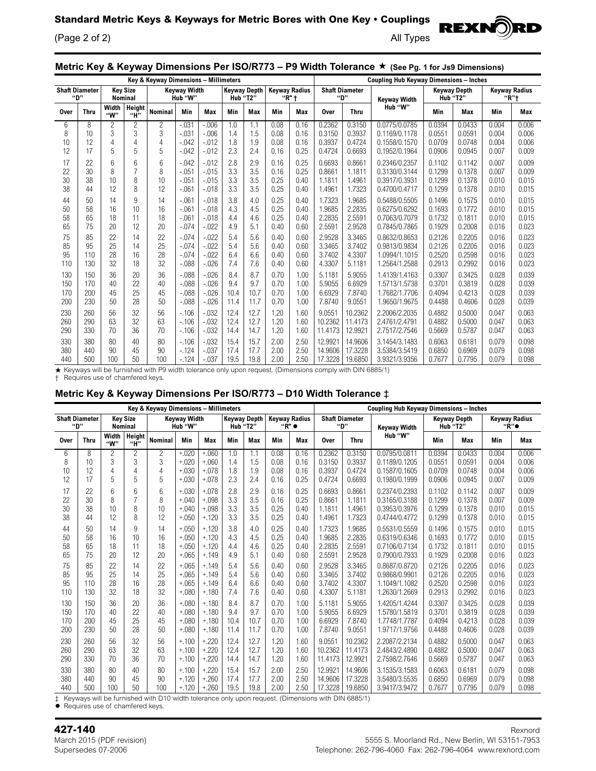## Standard Metric Keys & Keyways for Metric Bores with One Key • Couplings

(Page 2 of 2) All Types

### Metric Key & Keyway Dimensions Per ISO/R773 – P9 Width Tolerance ★ (See Pg. 1 for Js9 Dimensions)

| Key & Keyway Dimensions – Millimeters | | | | | | | | | | | Coupling Hub Keyway Dimensions – Inches | | | | | | |
|---|---|---|---|---|---|---|---|---|---|---|---|---|---|---|---|---|---|
| Shaft Diameter "D" | | Key Size Nominal | | Keyway Width Hub "W" | | | Keyway Depth Hub "T2" | | Keyway Radius "R" † | | Shaft Diameter "D" | | Keyway Width Hub "W" | Keyway Depth Hub "T2" | | Keyway Radius "R"† | |
| Over | Thru | Width "W" | Height "H" | Nominal | Min | Max | Min | Max | Min | Max | Over | Thru | | Min | Max | Min | Max |
| 6 | 8 | 2 | 2 | 2 | -.031 | -.006 | 1.0 | 1.1 | 0.08 | 0.16 | 0.2362 | 0.3150 | 0.0775/0.0785 | 0.0394 | 0.0433 | 0.004 | 0.006 |
| 8 | 10 | 3 | 3 | 3 | -.031 | -.006 | 1.4 | 1.5 | 0.08 | 0.16 | 0.3150 | 0.3937 | 0.1169/0.1178 | 0.0551 | 0.0591 | 0.004 | 0.006 |
| 10 | 12 | 4 | 4 | 4 | -.042 | -.012 | 1.8 | 1.9 | 0.08 | 0.16 | 0.3937 | 0.4724 | 0.1558/0.1570 | 0.0709 | 0.0748 | 0.004 | 0.006 |
| 12 | 17 | 5 | 5 | 5 | -.042 | -.012 | 2.3 | 2.4 | 0.16 | 0.25 | 0.4724 | 0.6693 | 0.1952/0.1964 | 0.0906 | 0.0945 | 0.007 | 0.009 |
| 17 | 22 | 6 | 6 | 6 | -.042 | -.012 | 2.8 | 2.9 | 0.16 | 0.25 | 0.6693 | 0.8661 | 0.2346/0.2357 | 0.1102 | 0.1142 | 0.007 | 0.009 |
| 22 | 30 | 8 | 7 | 8 | -.051 | -.015 | 3.3 | 3.5 | 0.16 | 0.25 | 0.8661 | 1.1811 | 0.3130/0.3144 | 0.1299 | 0.1378 | 0.007 | 0.009 |
| 30 | 38 | 10 | 8 | 10 | -.051 | -.015 | 3.3 | 3.5 | 0.25 | 0.40 | 1.1811 | 1.4961 | 0.3917/0.3931 | 0.1299 | 0.1378 | 0.010 | 0.015 |
| 38 | 44 | 12 | 8 | 12 | -.061 | -.018 | 3.3 | 3.5 | 0.25 | 0.40 | 1.4961 | 1.7323 | 0.4700/0.4717 | 0.1299 | 0.1378 | 0.010 | 0.015 |
| 44 | 50 | 14 | 9 | 14 | -.061 | -.018 | 3.8 | 4.0 | 0.25 | 0.40 | 1.7323 | 1.9685 | 0.5488/0.5505 | 0.1496 | 0.1575 | 0.010 | 0.015 |
| 50 | 58 | 16 | 10 | 16 | -.061 | -.018 | 4.3 | 4.5 | 0.25 | 0.40 | 1.9685 | 2.2835 | 0.6275/0.6292 | 0.1693 | 0.1772 | 0.010 | 0.015 |
| 58 | 65 | 18 | 11 | 18 | -.061 | -.018 | 4.4 | 4.6 | 0.25 | 0.40 | 2.2835 | 2.5591 | 0.7063/0.7079 | 0.1732 | 0.1811 | 0.010 | 0.015 |
| 65 | 75 | 20 | 12 | 20 | -.074 | -.022 | 4.9 | 5.1 | 0.40 | 0.60 | 2.5591 | 2.9528 | 0.7845/0.7865 | 0.1929 | 0.2008 | 0.016 | 0.023 |
| 75 | 85 | 22 | 14 | 22 | -.074 | -.022 | 5.4 | 5.6 | 0.40 | 0.60 | 2.9528 | 3.3465 | 0.8632/0.8653 | 0.2126 | 0.2205 | 0.016 | 0.023 |
| 85 | 95 | 25 | 14 | 25 | -.074 | -.022 | 5.4 | 5.6 | 0.40 | 0.60 | 3.3465 | 3.7402 | 0.9813/0.9834 | 0.2126 | 0.2205 | 0.016 | 0.023 |
| 95 | 110 | 28 | 16 | 28 | -.074 | -.022 | 6.4 | 6.6 | 0.40 | 0.60 | 3.7402 | 4.3307 | 1.0994/1.1015 | 0.2520 | 0.2598 | 0.016 | 0.023 |
| 110 | 130 | 32 | 18 | 32 | -.088 | -.026 | 7.4 | 7.6 | 0.40 | 0.60 | 4.3307 | 5.1181 | 1.2564/1.2588 | 0.2913 | 0.2992 | 0.016 | 0.023 |
| 130 | 150 | 36 | 20 | 36 | -.088 | -.026 | 8.4 | 8.7 | 0.70 | 1.00 | 5.1181 | 5.9055 | 1.4139/1.4163 | 0.3307 | 0.3425 | 0.028 | 0.039 |
| 150 | 170 | 40 | 22 | 40 | -.088 | -.026 | 9.4 | 9.7 | 0.70 | 1.00 | 5.9055 | 6.6929 | 1.5713/1.5738 | 0.3701 | 0.3819 | 0.028 | 0.039 |
| 170 | 200 | 45 | 25 | 45 | -.088 | -.026 | 10.4 | 10.7 | 0.70 | 1.00 | 6.6929 | 7.8740 | 1.7682/1.7706 | 0.4094 | 0.4213 | 0.028 | 0.039 |
| 200 | 230 | 50 | 28 | 50 | -.088 | -.026 | 11.4 | 11.7 | 0.70 | 1.00 | 7.8740 | 9.0551 | 1.9650/1.9675 | 0.4488 | 0.4606 | 0.028 | 0.039 |
| 230 | 260 | 56 | 32 | 56 | -.106 | -.032 | 12.4 | 12.7 | 1.20 | 1.60 | 9.0551 | 10.2362 | 2.2006/2.2035 | 0.4882 | 0.5000 | 0.047 | 0.063 |
| 260 | 290 | 63 | 32 | 63 | -.106 | -.032 | 12.4 | 12.7 | 1.20 | 1.60 | 10.2362 | 11.4173 | 2.4761/2.4791 | 0.4882 | 0.5000 | 0.047 | 0.063 |
| 290 | 330 | 70 | 36 | 70 | -.106 | -.032 | 14.4 | 14.7 | 1.20 | 1.60 | 11.4173 | 12.9921 | 2.7517/2.7546 | 0.5669 | 0.5787 | 0.047 | 0.063 |
| 330 | 380 | 80 | 40 | 80 | -.106 | -.032 | 15.4 | 15.7 | 2.00 | 2.50 | 12.9921 | 14.9606 | 3.1454/3.1483 | 0.6063 | 0.6181 | 0.079 | 0.098 |
| 380 | 440 | 90 | 45 | 90 | -.124 | -.037 | 17.4 | 17.7 | 2.00 | 2.50 | 14.9606 | 17.3228 | 3.5384/3.5419 | 0.6850 | 0.6969 | 0.079 | 0.098 |
| 440 | 500 | 100 | 50 | 100 | -.124 | -.037 | 19.5 | 19.8 | 2.00 | 2.50 | 17.3228 | 19.6850 | 3.9321/3.9356 | 0.7677 | 0.7795 | 0.079 | 0.098 |

★ Keyways will be furnished with P9 width tolerance only upon request. (Dimensions comply with DIN 6885/1)
† Requires use of chamfered keys.

### Metric Key & Keyway Dimensions Per ISO/R773 – D10 Width Tolerance ‡

| Key & Keyway Dimensions – Millimeters | | | | | | | | | | | Coupling Hub Keyway Dimensions – Inches | | | | | | |
|---|---|---|---|---|---|---|---|---|---|---|---|---|---|---|---|---|---|
| Shaft Diameter "D" | | Key Size Nominal | | Keyway Width Hub "W" | | | Keyway Depth Hub "T2" | | Keyway Radius "R" ● | | Shaft Diameter "D" | | Keyway Width Hub "W" | Keyway Depth Hub "T2" | | Keyway Radius "R"● | |
| Over | Thru | Width "W" | Height "H" | Nominal | Min | Max | Min | Max | Min | Max | Over | Thru | | Min | Max | Min | Max |
| 6 | 8 | 2 | 2 | 2 | +.020 | +.060 | 1.0 | 1.1 | 0.08 | 0.16 | 0.2362 | 0.3150 | 0.0795/0.0811 | 0.0394 | 0.0433 | 0.004 | 0.006 |
| 8 | 10 | 3 | 3 | 3 | +.020 | +.060 | 1.4 | 1.5 | 0.08 | 0.16 | 0.3150 | 0.3937 | 0.1189/0.1205 | 0.0551 | 0.0591 | 0.004 | 0.006 |
| 10 | 12 | 4 | 4 | 4 | +.030 | +.078 | 1.8 | 1.9 | 0.08 | 0.16 | 0.3937 | 0.4724 | 0.1587/0.1605 | 0.0709 | 0.0748 | 0.004 | 0.006 |
| 12 | 17 | 5 | 5 | 5 | +.030 | +.078 | 2.3 | 2.4 | 0.16 | 0.25 | 0.4724 | 0.6693 | 0.1980/0.1999 | 0.0906 | 0.0945 | 0.007 | 0.009 |
| 17 | 22 | 6 | 6 | 6 | +.030 | +.078 | 2.8 | 2.9 | 0.16 | 0.25 | 0.6693 | 0.8661 | 0.2374/0.2393 | 0.1102 | 0.1142 | 0.007 | 0.009 |
| 22 | 30 | 8 | 7 | 8 | +.040 | +.098 | 3.3 | 3.5 | 0.16 | 0.25 | 0.8661 | 1.1811 | 0.3165/0.3188 | 0.1299 | 0.1378 | 0.007 | 0.009 |
| 30 | 38 | 10 | 8 | 10 | +.040 | +.098 | 3.3 | 3.5 | 0.25 | 0.40 | 1.1811 | 1.4961 | 0.3953/0.3976 | 0.1299 | 0.1378 | 0.010 | 0.015 |
| 38 | 44 | 12 | 8 | 12 | +.050 | +.120 | 3.3 | 3.5 | 0.25 | 0.40 | 1.4961 | 1.7323 | 0.4744/0.4772 | 0.1299 | 0.1378 | 0.010 | 0.015 |
| 44 | 50 | 14 | 9 | 14 | +.050 | +.120 | 3.8 | 4.0 | 0.25 | 0.40 | 1.7323 | 1.9685 | 0.5531/0.5559 | 0.1496 | 0.1575 | 0.010 | 0.015 |
| 50 | 58 | 16 | 10 | 16 | +.050 | +.120 | 4.3 | 4.5 | 0.25 | 0.40 | 1.9685 | 2.2835 | 0.6319/0.6346 | 0.1693 | 0.1772 | 0.010 | 0.015 |
| 58 | 65 | 18 | 11 | 18 | +.050 | +.120 | 4.4 | 4.6 | 0.25 | 0.40 | 2.2835 | 2.5591 | 0.7106/0.7134 | 0.1732 | 0.1811 | 0.010 | 0.015 |
| 65 | 75 | 20 | 12 | 20 | +.065 | +.149 | 4.9 | 5.1 | 0.40 | 0.60 | 2.5591 | 2.9528 | 0.7900/0.7933 | 0.1929 | 0.2008 | 0.016 | 0.023 |
| 75 | 85 | 22 | 14 | 22 | +.065 | +.149 | 5.4 | 5.6 | 0.40 | 0.60 | 2.9528 | 3.3465 | 0.8687/0.8720 | 0.2126 | 0.2205 | 0.016 | 0.023 |
| 85 | 95 | 25 | 14 | 25 | +.065 | +.149 | 5.4 | 5.6 | 0.40 | 0.60 | 3.3465 | 3.7402 | 0.9868/0.9901 | 0.2126 | 0.2205 | 0.016 | 0.023 |
| 95 | 110 | 28 | 16 | 28 | +.065 | +.149 | 6.4 | 6.6 | 0.40 | 0.60 | 3.7402 | 4.3307 | 1.1049/1.1082 | 0.2520 | 0.2598 | 0.016 | 0.023 |
| 110 | 130 | 32 | 18 | 32 | +.080 | +.180 | 7.4 | 7.6 | 0.40 | 0.60 | 4.3307 | 5.1181 | 1.2630/1.2669 | 0.2913 | 0.2992 | 0.016 | 0.023 |
| 130 | 150 | 36 | 20 | 36 | +.080 | +.180 | 8.4 | 8.7 | 0.70 | 1.00 | 5.1181 | 5.9055 | 1.4205/1.4244 | 0.3307 | 0.3425 | 0.028 | 0.039 |
| 150 | 170 | 40 | 22 | 40 | +.080 | +.180 | 9.4 | 9.7 | 0.70 | 1.00 | 5.9055 | 6.6929 | 1.5780/1.5819 | 0.3701 | 0.3819 | 0.028 | 0.039 |
| 170 | 200 | 45 | 25 | 45 | +.080 | +.180 | 10.4 | 10.7 | 0.70 | 1.00 | 6.6929 | 7.8740 | 1.7748/1.7787 | 0.4094 | 0.4213 | 0.028 | 0.039 |
| 200 | 230 | 50 | 28 | 50 | +.080 | +.180 | 11.4 | 11.7 | 0.70 | 1.00 | 7.8740 | 9.0551 | 1.9717/1.9756 | 0.4488 | 0.4606 | 0.028 | 0.039 |
| 230 | 260 | 56 | 32 | 56 | +.100 | +.220 | 12.4 | 12.7 | 1.20 | 1.60 | 9.0551 | 10.2362 | 2.2087/2.2134 | 0.4882 | 0.5000 | 0.047 | 0.063 |
| 260 | 290 | 63 | 32 | 63 | +.100 | +.220 | 12.4 | 12.7 | 1.20 | 1.60 | 10.2362 | 11.4173 | 2.4843/2.4890 | 0.4882 | 0.5000 | 0.047 | 0.063 |
| 290 | 330 | 70 | 36 | 70 | +.100 | +.220 | 14.4 | 14.7 | 1.20 | 1.60 | 11.4173 | 12.9921 | 2.7598/2.7646 | 0.5669 | 0.5787 | 0.047 | 0.063 |
| 330 | 380 | 80 | 40 | 80 | +.100 | +.220 | 15.4 | 15.7 | 2.00 | 2.50 | 12.9921 | 14.9606 | 3.1535/3.1583 | 0.6063 | 0.6181 | 0.079 | 0.098 |
| 380 | 440 | 90 | 45 | 90 | +.120 | +.260 | 17.4 | 17.7 | 2.00 | 2.50 | 14.9606 | 17.3228 | 3.5480/3.5535 | 0.6850 | 0.6969 | 0.079 | 0.098 |
| 440 | 500 | 100 | 50 | 100 | +.120 | +.260 | 19.5 | 19.8 | 2.00 | 2.50 | 17.3228 | 19.6850 | 3.9417/3.9472 | 0.7677 | 0.7795 | 0.079 | 0.098 |

‡ Keyways will be furnished with D10 width tolerance only upon request. (Dimensions comply with DIN 6885/1)
● Requires use of chamfered keys.

**427-140**
March 2015 (PDF revision)
Supersedes 07-2006

Rexnord
5555 S. Moorland Rd., New Berlin, WI 53151-7953
Telephone: 262-796-4060 Fax: 262-796-4064 www.rexnord.com